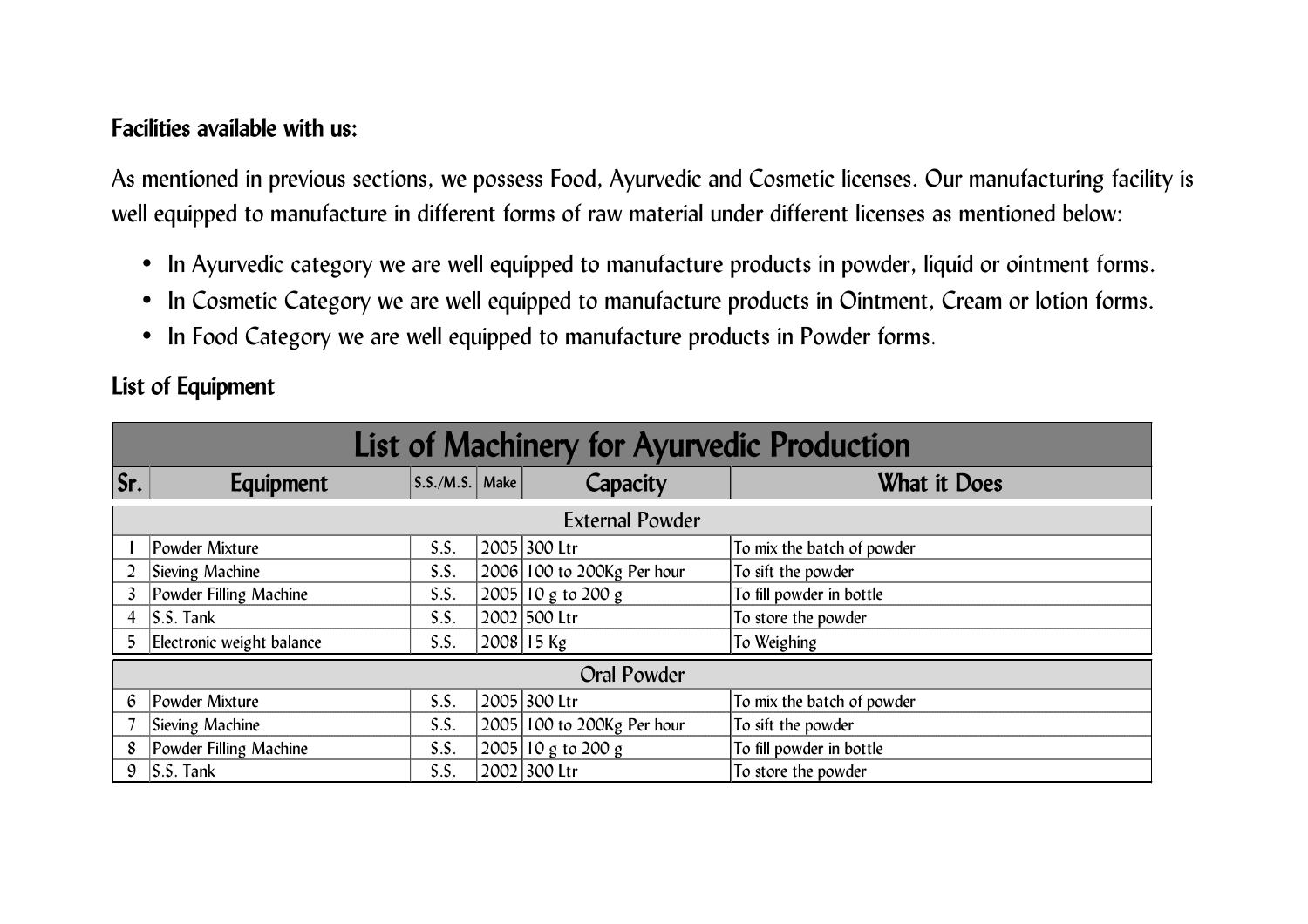## Facilities available with us:

As mentioned in previous sections, we possess Food, Ayurvedic and Cosmetic licenses. Our manufacturing facility is well equipped to manufacture in different forms of raw material under different licenses as mentioned below:

- In Ayurvedic category we are well equipped to manufacture products in powder, liquid or ointment forms.
- In Cosmetic Category we are well equipped to manufacture products in Ointment, Cream or lotion forms.
- In Food Category we are well equipped to manufacture products in Powder forms.

## List of Equipment

| List of Machinery for Ayurvedic Production | | | | | |
|---|---|---|---|---|---|
| **Sr.** | **Equipment** | **S.S./M.S.** | **Make** | **Capacity** | **What it Does** |
| External Powder | | | | | |
| 1 | Powder Mixture | S.S. | 2005 | 300 Ltr | To mix the batch of powder |
| 2 | Sieving Machine | S.S. | 2006 | 100 to 200Kg Per hour | To sift the powder |
| 3 | Powder Filling Machine | S.S. | 2005 | 10 g to 200 g | To fill powder in bottle |
| 4 | S.S. Tank | S.S. | 2002 | 500 Ltr | To store the powder |
| 5 | Electronic weight balance | S.S. | 2008 | 15 Kg | To Weighing |
| Oral Powder | | | | | |
| 6 | Powder Mixture | S.S. | 2005 | 300 Ltr | To mix the batch of powder |
| 7 | Sieving Machine | S.S. | 2005 | 100 to 200Kg Per hour | To sift the powder |
| 8 | Powder Filling Machine | S.S. | 2005 | 10 g to 200 g | To fill powder in bottle |
| 9 | S.S. Tank | S.S. | 2002 | 300 Ltr | To store the powder |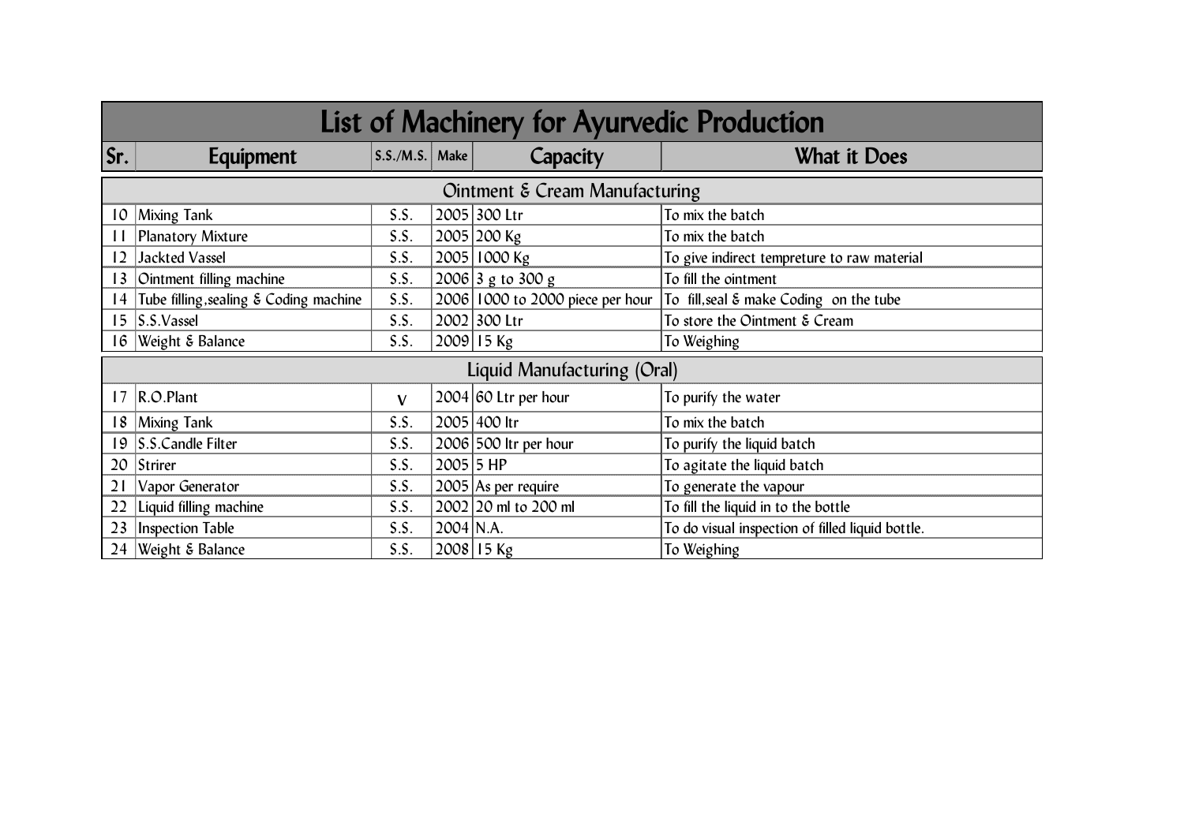# List of Machinery for Ayurvedic Production

| Sr. | Equipment | S.S./M.S. | Make | Capacity | What it Does |
|---|---|---|---|---|---|
| **Ointment & Cream Manufacturing** | | | | | |
| 10 | Mixing Tank | S.S. | 2005 | 300 Ltr | To mix the batch |
| 11 | Planatory Mixture | S.S. | 2005 | 200 Kg | To mix the batch |
| 12 | Jackted Vassel | S.S. | 2005 | 1000 Kg | To give indirect tempreture to raw material |
| 13 | Ointment filling machine | S.S. | 2006 | 3 g to 300 g | To fill the ointment |
| 14 | Tube filling,sealing & Coding machine | S.S. | 2006 | 1000 to 2000 piece per hour | To fill,seal & make Coding on the tube |
| 15 | S.S.Vassel | S.S. | 2002 | 300 Ltr | To store the Ointment & Cream |
| 16 | Weight & Balance | S.S. | 2009 | 15 Kg | To Weighing |
| **Liquid Manufacturing (Oral)** | | | | | |
| 17 | R.O.Plant | v | 2004 | 60 Ltr per hour | To purify the water |
| 18 | Mixing Tank | S.S. | 2005 | 400 ltr | To mix the batch |
| 19 | S.S.Candle Filter | S.S. | 2006 | 500 ltr per hour | To purify the liquid batch |
| 20 | Strirer | S.S. | 2005 | 5 HP | To agitate the liquid batch |
| 21 | Vapor Generator | S.S. | 2005 | As per require | To generate the vapour |
| 22 | Liquid filling machine | S.S. | 2002 | 20 ml to 200 ml | To fill the liquid in to the bottle |
| 23 | Inspection Table | S.S. | 2004 | N.A. | To do visual inspection of filled liquid bottle. |
| 24 | Weight & Balance | S.S. | 2008 | 15 Kg | To Weighing |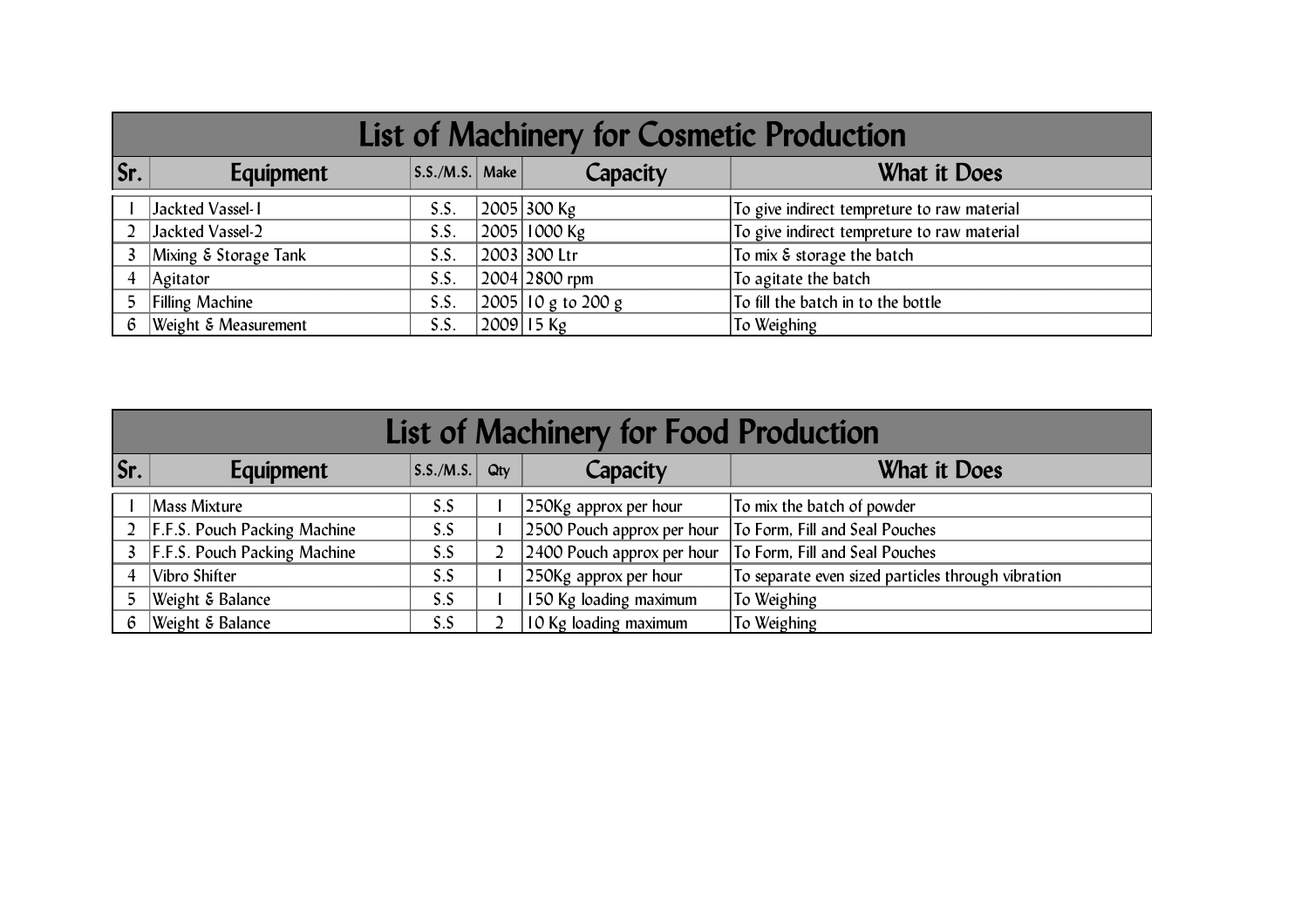# List of Machinery for Cosmetic Production

| Sr. | Equipment | S.S./M.S. | Make | Capacity | What it Does |
|---|---|---|---|---|---|
| 1 | Jackted Vassel-1 | S.S. | 2005 | 300 Kg | To give indirect tempreture to raw material |
| 2 | Jackted Vassel-2 | S.S. | 2005 | 1000 Kg | To give indirect tempreture to raw material |
| 3 | Mixing & Storage Tank | S.S. | 2003 | 300 Ltr | To mix & storage the batch |
| 4 | Agitator | S.S. | 2004 | 2800 rpm | To agitate the batch |
| 5 | Filling Machine | S.S. | 2005 | 10 g to 200 g | To fill the batch in to the bottle |
| 6 | Weight & Measurement | S.S. | 2009 | 15 Kg | To Weighing |

# List of Machinery for Food Production

| Sr. | Equipment | S.S./M.S. | Qty | Capacity | What it Does |
|---|---|---|---|---|---|
| 1 | Mass Mixture | S.S | 1 | 250Kg approx per hour | To mix the batch of powder |
| 2 | F.F.S. Pouch Packing Machine | S.S | 1 | 2500 Pouch approx per hour | To Form, Fill and Seal Pouches |
| 3 | F.F.S. Pouch Packing Machine | S.S | 2 | 2400 Pouch approx per hour | To Form, Fill and Seal Pouches |
| 4 | Vibro Shifter | S.S | 1 | 250Kg approx per hour | To separate even sized particles through vibration |
| 5 | Weight & Balance | S.S | 1 | 150 Kg loading maximum | To Weighing |
| 6 | Weight & Balance | S.S | 2 | 10 Kg loading maximum | To Weighing |